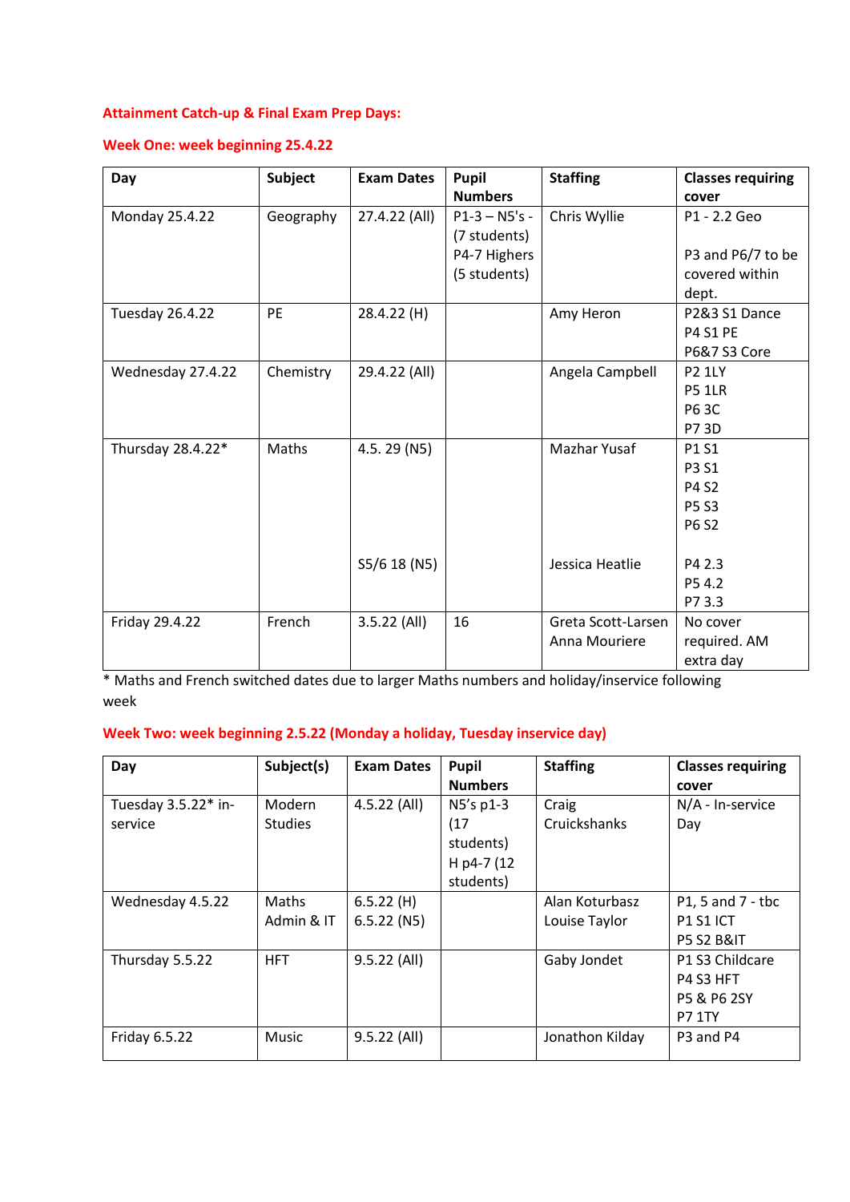**Attainment Catch-up & Final Exam Prep Days:**

**Week One: week beginning 25.4.22**

| Day | Subject | Exam Dates | Pupil Numbers | Staffing | Classes requiring cover |
|---|---|---|---|---|---|
| Monday 25.4.22 | Geography | 27.4.22 (All) | P1-3 – N5's - (7 students)<br>P4-7 Highers (5 students) | Chris Wyllie | P1 - 2.2 Geo<br><br>P3 and P6/7 to be covered within dept. |
| Tuesday 26.4.22 | PE | 28.4.22 (H) | | Amy Heron | P2&3 S1 Dance<br>P4 S1 PE<br>P6&7 S3 Core |
| Wednesday 27.4.22 | Chemistry | 29.4.22 (All) | | Angela Campbell | P2 1LY<br>P5 1LR<br>P6 3C<br>P7 3D |
| Thursday 28.4.22* | Maths | 4.5. 29 (N5)<br><br>S5/6 18 (N5) | | Mazhar Yusaf<br><br>Jessica Heatlie | P1 S1<br>P3 S1<br>P4 S2<br>P5 S3<br>P6 S2<br><br>P4 2.3<br>P5 4.2<br>P7 3.3 |
| Friday 29.4.22 | French | 3.5.22 (All) | 16 | Greta Scott-Larsen<br>Anna Mouriere | No cover required. AM extra day |

\* Maths and French switched dates due to larger Maths numbers and holiday/inservice following week

**Week Two: week beginning 2.5.22 (Monday a holiday, Tuesday inservice day)**

| Day | Subject(s) | Exam Dates | Pupil Numbers | Staffing | Classes requiring cover |
|---|---|---|---|---|---|
| Tuesday 3.5.22* in-service | Modern Studies | 4.5.22 (All) | N5's p1-3 (17 students)<br>H p4-7 (12 students) | Craig Cruickshanks | N/A - In-service Day |
| Wednesday 4.5.22 | Maths<br>Admin & IT | 6.5.22 (H)<br>6.5.22 (N5) | | Alan Koturbasz<br>Louise Taylor | P1, 5 and 7 - tbc<br>P1 S1 ICT<br>P5 S2 B&IT |
| Thursday 5.5.22 | HFT | 9.5.22 (All) | | Gaby Jondet | P1 S3 Childcare<br>P4 S3 HFT<br>P5 & P6 2SY<br>P7 1TY |
| Friday 6.5.22 | Music | 9.5.22 (All) | | Jonathon Kilday | P3 and P4 |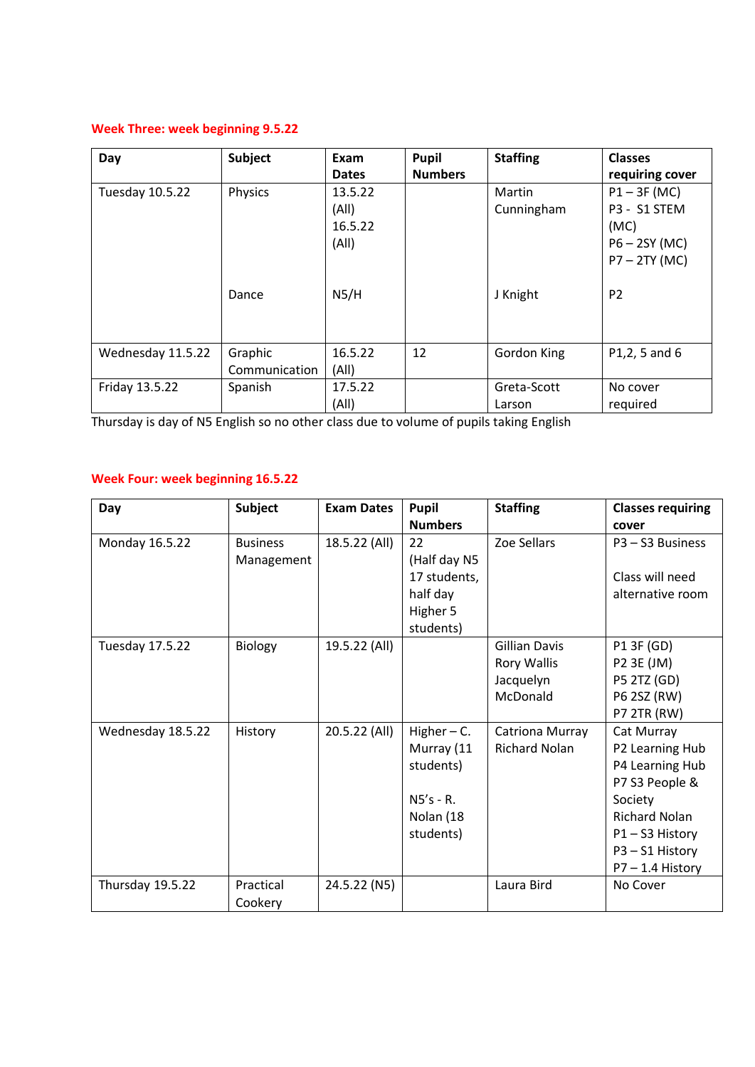**Week Three: week beginning 9.5.22**

| Day | Subject | Exam Dates | Pupil Numbers | Staffing | Classes requiring cover |
|---|---|---|---|---|---|
| Tuesday 10.5.22 | Physics<br><br>Dance | 13.5.22 (All)<br>16.5.22 (All)<br><br>N5/H | | Martin Cunningham<br><br>J Knight | P1 – 3F (MC)<br>P3 - S1 STEM (MC)<br>P6 – 2SY (MC)<br>P7 – 2TY (MC)<br><br>P2 |
| Wednesday 11.5.22 | Graphic Communication | 16.5.22 (All) | 12 | Gordon King | P1,2, 5 and 6 |
| Friday 13.5.22 | Spanish | 17.5.22 (All) | | Greta-Scott Larson | No cover required |

Thursday is day of N5 English so no other class due to volume of pupils taking English

**Week Four: week beginning 16.5.22**

| Day | Subject | Exam Dates | Pupil Numbers | Staffing | Classes requiring cover |
|---|---|---|---|---|---|
| Monday 16.5.22 | Business Management | 18.5.22 (All) | 22 (Half day N5 17 students, half day Higher 5 students) | Zoe Sellars | P3 – S3 Business<br><br>Class will need alternative room |
| Tuesday 17.5.22 | Biology | 19.5.22 (All) | | Gillian Davis<br>Rory Wallis<br>Jacquelyn McDonald | P1 3F (GD)<br>P2 3E (JM)<br>P5 2TZ (GD)<br>P6 2SZ (RW)<br>P7 2TR (RW) |
| Wednesday 18.5.22 | History | 20.5.22 (All) | Higher – C. Murray (11 students)<br><br>N5's - R. Nolan (18 students) | Catriona Murray<br>Richard Nolan | Cat Murray<br>P2 Learning Hub<br>P4 Learning Hub<br>P7 S3 People & Society<br>Richard Nolan<br>P1 – S3 History<br>P3 – S1 History<br>P7 – 1.4 History |
| Thursday 19.5.22 | Practical Cookery | 24.5.22 (N5) | | Laura Bird | No Cover |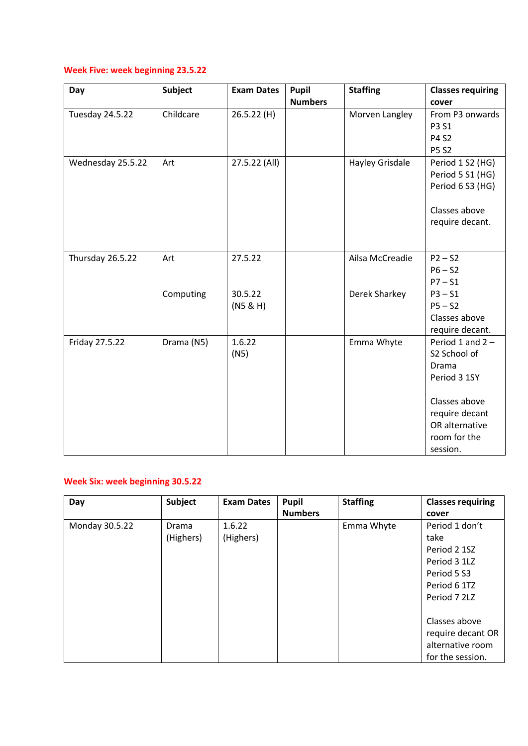**Week Five: week beginning 23.5.22**

| Day | Subject | Exam Dates | Pupil Numbers | Staffing | Classes requiring cover |
|---|---|---|---|---|---|
| Tuesday 24.5.22 | Childcare | 26.5.22 (H) | | Morven Langley | From P3 onwards<br>P3 S1<br>P4 S2<br>P5 S2 |
| Wednesday 25.5.22 | Art | 27.5.22 (All) | | Hayley Grisdale | Period 1 S2 (HG)<br>Period 5 S1 (HG)<br>Period 6 S3 (HG)<br><br>Classes above require decant. |
| Thursday 26.5.22 | Art<br><br>Computing | 27.5.22<br><br>30.5.22 (N5 & H) | | Ailsa McCreadie<br><br>Derek Sharkey | P2 – S2<br>P6 – S2<br>P7 – S1<br>P3 – S1<br>P5 – S2<br>Classes above require decant. |
| Friday 27.5.22 | Drama (N5) | 1.6.22 (N5) | | Emma Whyte | Period 1 and 2 – S2 School of Drama<br>Period 3 1SY<br><br>Classes above require decant OR alternative room for the session. |

**Week Six: week beginning 30.5.22**

| Day | Subject | Exam Dates | Pupil Numbers | Staffing | Classes requiring cover |
|---|---|---|---|---|---|
| Monday 30.5.22 | Drama (Highers) | 1.6.22 (Highers) | | Emma Whyte | Period 1 don't take<br>Period 2 1SZ<br>Period 3 1LZ<br>Period 5 S3<br>Period 6 1TZ<br>Period 7 2LZ<br><br>Classes above require decant OR alternative room for the session. |